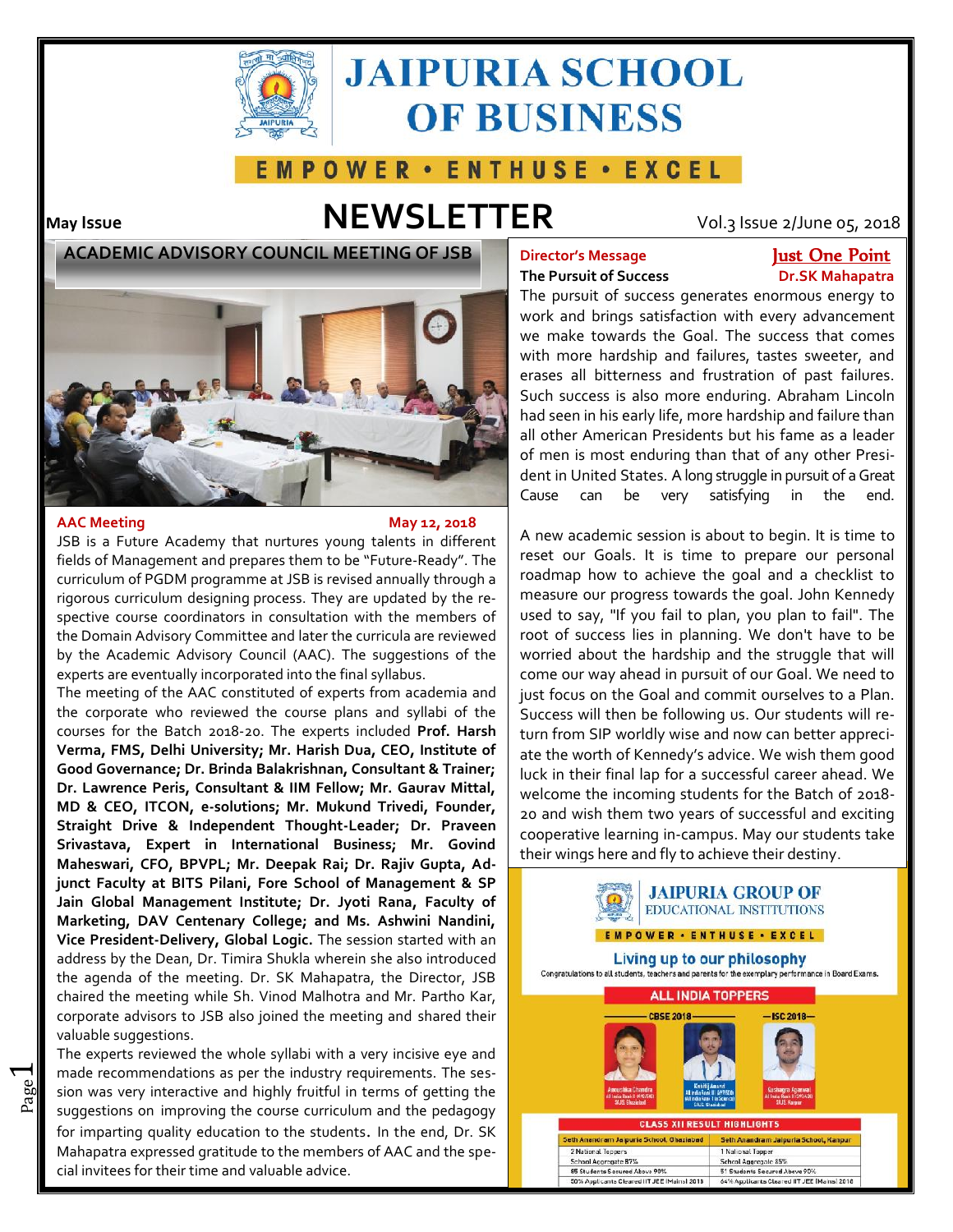# JAIPURIA SCHOOL OF BUSINESS

EMPOWER • ENTHUSE • EXCEL

**May Issue** | **NEWSLETTER** | Vol.3 Issue 2/June 05, 2018

## ACADEMIC ADVISORY COUNCIL MEETING OF JSB

**AAC Meeting** — **May 12, 2018**

JSB is a Future Academy that nurtures young talents in different fields of Management and prepares them to be "Future-Ready". The curriculum of PGDM programme at JSB is revised annually through a rigorous curriculum designing process. They are updated by the respective course coordinators in consultation with the members of the Domain Advisory Committee and later the curricula are reviewed by the Academic Advisory Council (AAC). The suggestions of the experts are eventually incorporated into the final syllabus.

The meeting of the AAC constituted of experts from academia and the corporate who reviewed the course plans and syllabi of the courses for the Batch 2018-20. The experts included **Prof. Harsh Verma, FMS, Delhi University; Mr. Harish Dua, CEO, Institute of Good Governance; Dr. Brinda Balakrishnan, Consultant & Trainer; Dr. Lawrence Peris, Consultant & IIM Fellow; Mr. Gaurav Mittal, MD & CEO, ITCON, e-solutions; Mr. Mukund Trivedi, Founder, Straight Drive & Independent Thought-Leader; Dr. Praveen Srivastava, Expert in International Business; Mr. Govind Maheswari, CFO, BPVPL; Mr. Deepak Rai; Dr. Rajiv Gupta, Adjunct Faculty at BITS Pilani, Fore School of Management & SP Jain Global Management Institute; Dr. Jyoti Rana, Faculty of Marketing, DAV Centenary College; and Ms. Ashwini Nandini, Vice President-Delivery, Global Logic.** The session started with an address by the Dean, Dr. Timira Shukla wherein she also introduced the agenda of the meeting. Dr. SK Mahapatra, the Director, JSB chaired the meeting while Sh. Vinod Malhotra and Mr. Partho Kar, corporate advisors to JSB also joined the meeting and shared their valuable suggestions.

The experts reviewed the whole syllabi with a very incisive eye and made recommendations as per the industry requirements. The session was very interactive and highly fruitful in terms of getting the suggestions on improving the course curriculum and the pedagogy for imparting quality education to the students. In the end, Dr. SK Mahapatra expressed gratitude to the members of AAC and the special invitees for their time and valuable advice.

## Director's Message — Just One Point

**The Pursuit of Success** — **Dr.SK Mahapatra**

The pursuit of success generates enormous energy to work and brings satisfaction with every advancement we make towards the Goal. The success that comes with more hardship and failures, tastes sweeter, and erases all bitterness and frustration of past failures. Such success is also more enduring. Abraham Lincoln had seen in his early life, more hardship and failure than all other American Presidents but his fame as a leader of men is most enduring than that of any other President in United States. A long struggle in pursuit of a Great Cause can be very satisfying in the end.

A new academic session is about to begin. It is time to reset our Goals. It is time to prepare our personal roadmap how to achieve the goal and a checklist to measure our progress towards the goal. John Kennedy used to say, "If you fail to plan, you plan to fail". The root of success lies in planning. We don't have to be worried about the hardship and the struggle that will come our way ahead in pursuit of our Goal. We need to just focus on the Goal and commit ourselves to a Plan. Success will then be following us. Our students will return from SIP worldly wise and now can better appreciate the worth of Kennedy's advice. We wish them good luck in their final lap for a successful career ahead. We welcome the incoming students for the Batch of 2018-20 and wish them two years of successful and exciting cooperative learning in-campus. May our students take their wings here and fly to achieve their destiny.

### JAIPURIA GROUP OF EDUCATIONAL INSTITUTIONS

EMPOWER • ENTHUSE • EXCEL

**Living up to our philosophy**

Congratulations to all students, teachers and parents for the exemplary performance in Board Exams.

**ALL INDIA TOPPERS**

CBSE 2018 — Anoushka Chandra; Kritik Anand
ISC 2018 — Sushagra Agarwal

**CLASS XII RESULT HIGHLIGHTS**

| Seth Anandram Jaipuria School, Ghaziabad | Seth Anandram Jaipuria School, Kanpur |
|---|---|
| 2 National Toppers | 1 National Topper |
| School Aggregate 87% | School Aggregate 85% |
| 65 Students Secured Above 90% | 51 Students Secured Above 90% |
| 50% Applicants Cleared IIT JEE (Mains) 2018 | 64% Applicants Cleared IIT JEE (Mains) 2018 |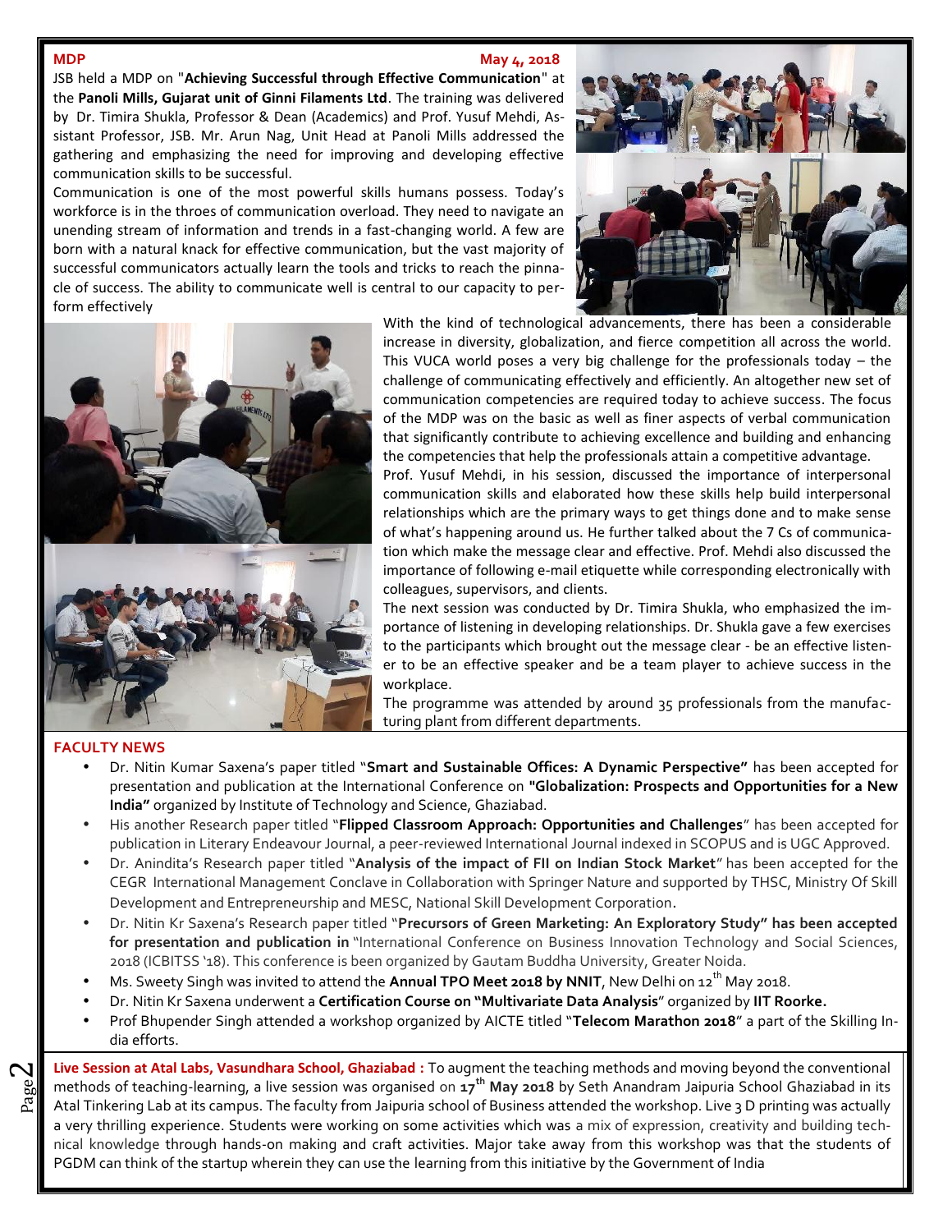**MDP** **May 4, 2018**

JSB held a MDP on "**Achieving Successful through Effective Communication**" at the **Panoli Mills, Gujarat unit of Ginni Filaments Ltd**. The training was delivered by Dr. Timira Shukla, Professor & Dean (Academics) and Prof. Yusuf Mehdi, Assistant Professor, JSB. Mr. Arun Nag, Unit Head at Panoli Mills addressed the gathering and emphasizing the need for improving and developing effective communication skills to be successful.

Communication is one of the most powerful skills humans possess. Today's workforce is in the throes of communication overload. They need to navigate an unending stream of information and trends in a fast-changing world. A few are born with a natural knack for effective communication, but the vast majority of successful communicators actually learn the tools and tricks to reach the pinnacle of success. The ability to communicate well is central to our capacity to perform effectively

With the kind of technological advancements, there has been a considerable increase in diversity, globalization, and fierce competition all across the world. This VUCA world poses a very big challenge for the professionals today – the challenge of communicating effectively and efficiently. An altogether new set of communication competencies are required today to achieve success. The focus of the MDP was on the basic as well as finer aspects of verbal communication that significantly contribute to achieving excellence and building and enhancing the competencies that help the professionals attain a competitive advantage.

Prof. Yusuf Mehdi, in his session, discussed the importance of interpersonal communication skills and elaborated how these skills help build interpersonal relationships which are the primary ways to get things done and to make sense of what's happening around us. He further talked about the 7 Cs of communication which make the message clear and effective. Prof. Mehdi also discussed the importance of following e-mail etiquette while corresponding electronically with colleagues, supervisors, and clients.

The next session was conducted by Dr. Timira Shukla, who emphasized the importance of listening in developing relationships. Dr. Shukla gave a few exercises to the participants which brought out the message clear - be an effective listener to be an effective speaker and be a team player to achieve success in the workplace.

The programme was attended by around 35 professionals from the manufacturing plant from different departments.

**FACULTY NEWS**

- Dr. Nitin Kumar Saxena's paper titled "**Smart and Sustainable Offices: A Dynamic Perspective"** has been accepted for presentation and publication at the International Conference on **"Globalization: Prospects and Opportunities for a New India"** organized by Institute of Technology and Science, Ghaziabad.
- His another Research paper titled "**Flipped Classroom Approach: Opportunities and Challenges**" has been accepted for publication in Literary Endeavour Journal, a peer-reviewed International Journal indexed in SCOPUS and is UGC Approved.
- Dr. Anindita's Research paper titled "**Analysis of the impact of FII on Indian Stock Market**" has been accepted for the CEGR International Management Conclave in Collaboration with Springer Nature and supported by THSC, Ministry Of Skill Development and Entrepreneurship and MESC, National Skill Development Corporation.
- Dr. Nitin Kr Saxena's Research paper titled "**Precursors of Green Marketing: An Exploratory Study" has been accepted for presentation and publication in** "International Conference on Business Innovation Technology and Social Sciences, 2018 (ICBITSS '18). This conference is been organized by Gautam Buddha University, Greater Noida.
- Ms. Sweety Singh was invited to attend the **Annual TPO Meet 2018 by NNIT**, New Delhi on 12th May 2018.
- Dr. Nitin Kr Saxena underwent a **Certification Course on "Multivariate Data Analysis**" organized by **IIT Roorke.**
- Prof Bhupender Singh attended a workshop organized by AICTE titled "**Telecom Marathon 2018**" a part of the Skilling India efforts.

**Live Session at Atal Labs, Vasundhara School, Ghaziabad :** To augment the teaching methods and moving beyond the conventional methods of teaching-learning, a live session was organised on **17th May 2018** by Seth Anandram Jaipuria School Ghaziabad in its Atal Tinkering Lab at its campus. The faculty from Jaipuria school of Business attended the workshop. Live 3 D printing was actually a very thrilling experience. Students were working on some activities which was a mix of expression, creativity and building technical knowledge through hands-on making and craft activities. Major take away from this workshop was that the students of PGDM can think of the startup wherein they can use the learning from this initiative by the Government of India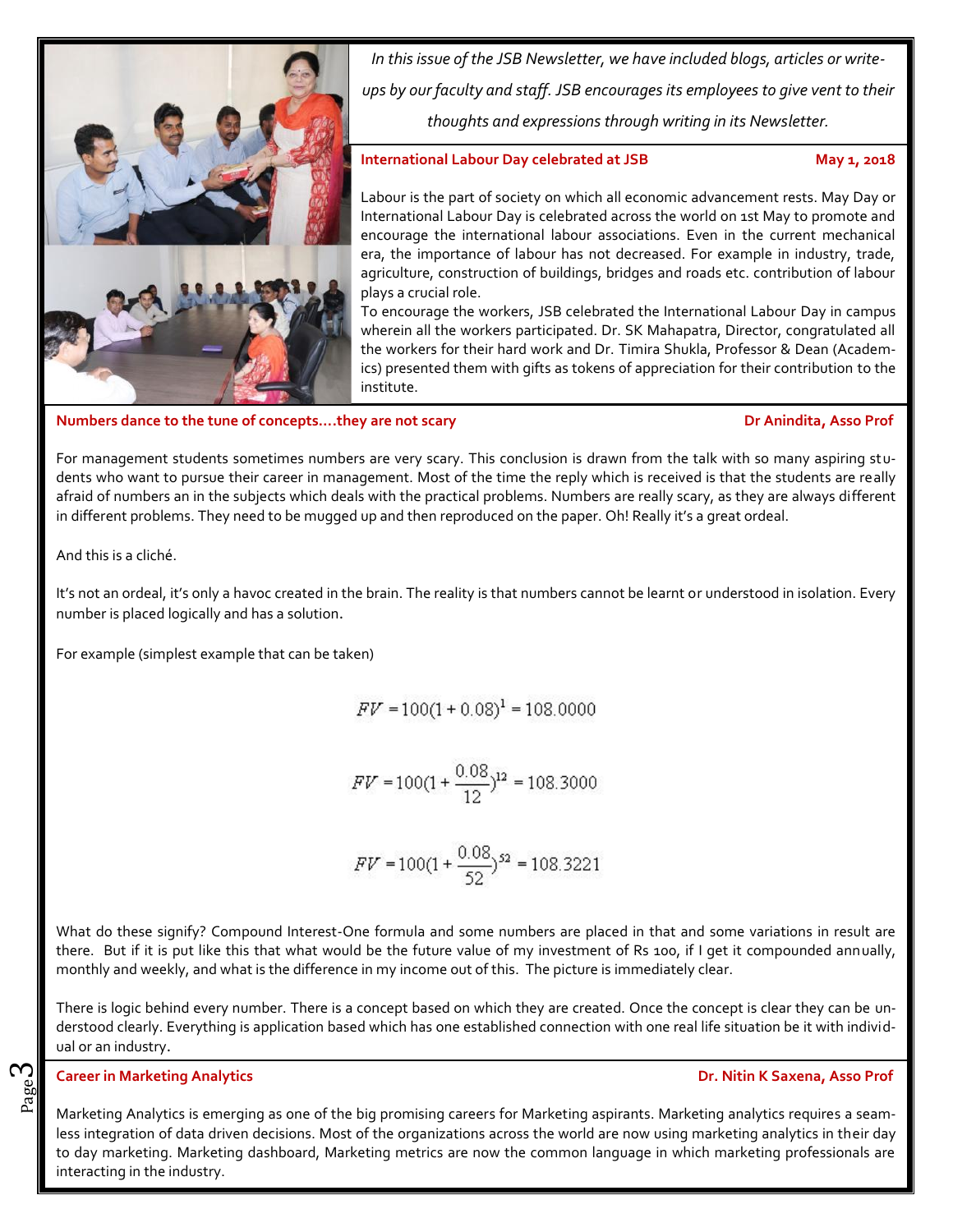*In this issue of the JSB Newsletter, we have included blogs, articles or write-ups by our faculty and staff. JSB encourages its employees to give vent to their thoughts and expressions through writing in its Newsletter.*

## International Labour Day celebrated at JSB

**May 1, 2018**

Labour is the part of society on which all economic advancement rests. May Day or International Labour Day is celebrated across the world on 1st May to promote and encourage the international labour associations. Even in the current mechanical era, the importance of labour has not decreased. For example in industry, trade, agriculture, construction of buildings, bridges and roads etc. contribution of labour plays a crucial role.

To encourage the workers, JSB celebrated the International Labour Day in campus wherein all the workers participated. Dr. SK Mahapatra, Director, congratulated all the workers for their hard work and Dr. Timira Shukla, Professor & Dean (Academics) presented them with gifts as tokens of appreciation for their contribution to the institute.

## Numbers dance to the tune of concepts....they are not scary

**Dr Anindita, Asso Prof**

For management students sometimes numbers are very scary. This conclusion is drawn from the talk with so many aspiring students who want to pursue their career in management. Most of the time the reply which is received is that the students are really afraid of numbers an in the subjects which deals with the practical problems. Numbers are really scary, as they are always different in different problems. They need to be mugged up and then reproduced on the paper. Oh! Really it's a great ordeal.

And this is a cliché.

It's not an ordeal, it's only a havoc created in the brain. The reality is that numbers cannot be learnt or understood in isolation. Every number is placed logically and has a solution.

For example (simplest example that can be taken)

$$FV = 100(1 + 0.08)^1 = 108.0000$$

$$FV = 100(1 + \frac{0.08}{12})^{12} = 108.3000$$

$$FV = 100(1 + \frac{0.08}{52})^{52} = 108.3221$$

What do these signify? Compound Interest-One formula and some numbers are placed in that and some variations in result are there. But if it is put like this that what would be the future value of my investment of Rs 100, if I get it compounded annually, monthly and weekly, and what is the difference in my income out of this. The picture is immediately clear.

There is logic behind every number. There is a concept based on which they are created. Once the concept is clear they can be understood clearly. Everything is application based which has one established connection with one real life situation be it with individual or an industry.

## Career in Marketing Analytics

**Dr. Nitin K Saxena, Asso Prof**

Marketing Analytics is emerging as one of the big promising careers for Marketing aspirants. Marketing analytics requires a seamless integration of data driven decisions. Most of the organizations across the world are now using marketing analytics in their day to day marketing. Marketing dashboard, Marketing metrics are now the common language in which marketing professionals are interacting in the industry.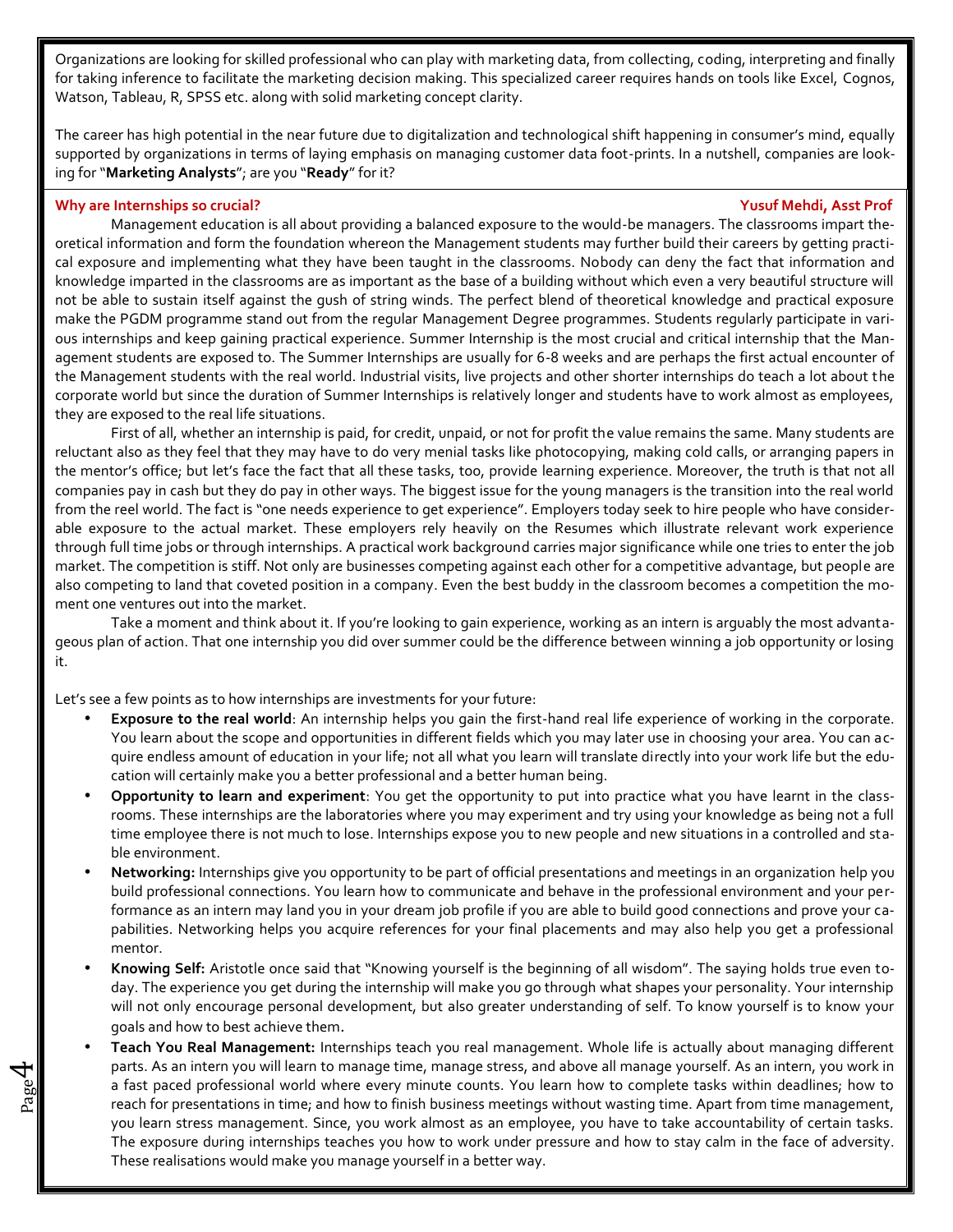Organizations are looking for skilled professional who can play with marketing data, from collecting, coding, interpreting and finally for taking inference to facilitate the marketing decision making. This specialized career requires hands on tools like Excel, Cognos, Watson, Tableau, R, SPSS etc. along with solid marketing concept clarity.

The career has high potential in the near future due to digitalization and technological shift happening in consumer's mind, equally supported by organizations in terms of laying emphasis on managing customer data foot-prints. In a nutshell, companies are looking for "**Marketing Analysts**"; are you "**Ready**" for it?

## Why are Internships so crucial?

**Yusuf Mehdi, Asst Prof**

Management education is all about providing a balanced exposure to the would-be managers. The classrooms impart theoretical information and form the foundation whereon the Management students may further build their careers by getting practical exposure and implementing what they have been taught in the classrooms. Nobody can deny the fact that information and knowledge imparted in the classrooms are as important as the base of a building without which even a very beautiful structure will not be able to sustain itself against the gush of string winds. The perfect blend of theoretical knowledge and practical exposure make the PGDM programme stand out from the regular Management Degree programmes. Students regularly participate in various internships and keep gaining practical experience. Summer Internship is the most crucial and critical internship that the Management students are exposed to. The Summer Internships are usually for 6-8 weeks and are perhaps the first actual encounter of the Management students with the real world. Industrial visits, live projects and other shorter internships do teach a lot about the corporate world but since the duration of Summer Internships is relatively longer and students have to work almost as employees, they are exposed to the real life situations.

First of all, whether an internship is paid, for credit, unpaid, or not for profit the value remains the same. Many students are reluctant also as they feel that they may have to do very menial tasks like photocopying, making cold calls, or arranging papers in the mentor's office; but let's face the fact that all these tasks, too, provide learning experience. Moreover, the truth is that not all companies pay in cash but they do pay in other ways. The biggest issue for the young managers is the transition into the real world from the reel world. The fact is "one needs experience to get experience". Employers today seek to hire people who have considerable exposure to the actual market. These employers rely heavily on the Resumes which illustrate relevant work experience through full time jobs or through internships. A practical work background carries major significance while one tries to enter the job market. The competition is stiff. Not only are businesses competing against each other for a competitive advantage, but people are also competing to land that coveted position in a company. Even the best buddy in the classroom becomes a competition the moment one ventures out into the market.

Take a moment and think about it. If you're looking to gain experience, working as an intern is arguably the most advantageous plan of action. That one internship you did over summer could be the difference between winning a job opportunity or losing it.

Let's see a few points as to how internships are investments for your future:

- **Exposure to the real world**: An internship helps you gain the first-hand real life experience of working in the corporate. You learn about the scope and opportunities in different fields which you may later use in choosing your area. You can acquire endless amount of education in your life; not all what you learn will translate directly into your work life but the education will certainly make you a better professional and a better human being.
- **Opportunity to learn and experiment**: You get the opportunity to put into practice what you have learnt in the classrooms. These internships are the laboratories where you may experiment and try using your knowledge as being not a full time employee there is not much to lose. Internships expose you to new people and new situations in a controlled and stable environment.
- **Networking:** Internships give you opportunity to be part of official presentations and meetings in an organization help you build professional connections. You learn how to communicate and behave in the professional environment and your performance as an intern may land you in your dream job profile if you are able to build good connections and prove your capabilities. Networking helps you acquire references for your final placements and may also help you get a professional mentor.
- **Knowing Self:** Aristotle once said that "Knowing yourself is the beginning of all wisdom". The saying holds true even today. The experience you get during the internship will make you go through what shapes your personality. Your internship will not only encourage personal development, but also greater understanding of self. To know yourself is to know your goals and how to best achieve them.
- **Teach You Real Management:** Internships teach you real management. Whole life is actually about managing different parts. As an intern you will learn to manage time, manage stress, and above all manage yourself. As an intern, you work in a fast paced professional world where every minute counts. You learn how to complete tasks within deadlines; how to reach for presentations in time; and how to finish business meetings without wasting time. Apart from time management, you learn stress management. Since, you work almost as an employee, you have to take accountability of certain tasks. The exposure during internships teaches you how to work under pressure and how to stay calm in the face of adversity. These realisations would make you manage yourself in a better way.